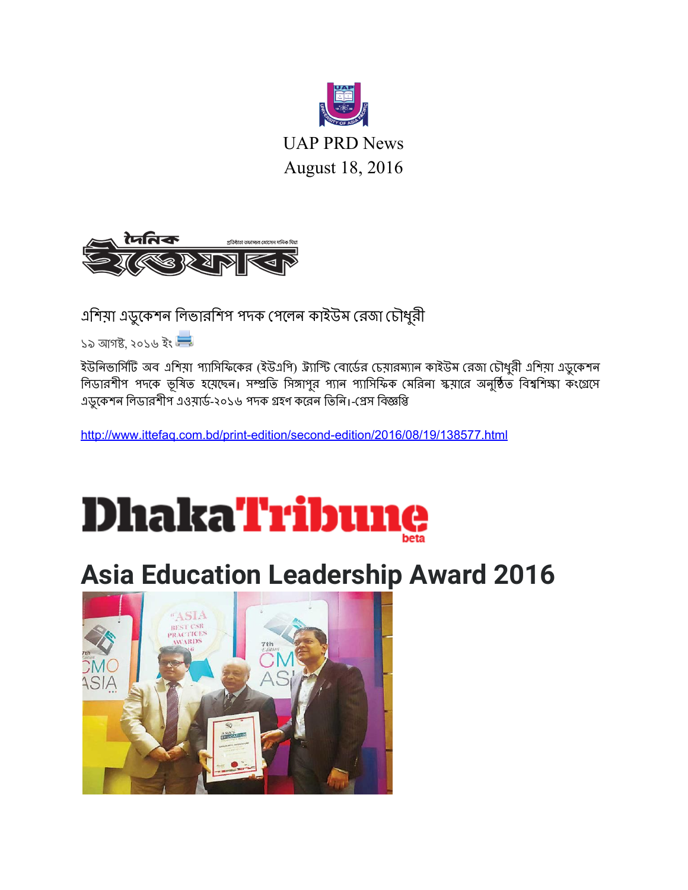UAP PRD News
August 18, 2016

দৈনিক ইত্তেফাক

## এশিয়া এডুকেশন লিডারশিপ পদক পেলেন কাইউম রেজা চৌধুরী

১৯ আগষ্ট, ২০১৬ ইং

ইউনিভার্সিটি অব এশিয়া প্যাসিফিকের (ইউএপি) ট্রাস্টি বোর্ডের চেয়ারম্যান কাইউম রেজা চৌধুরী এশিয়া এডুকেশন লিডারশীপ পদকে ভূষিত হয়েছেন। সম্প্রতি সিঙ্গাপুর প্যান প্যাসিফিক মেরিনা স্কয়ারে অনুষ্ঠিত বিশ্বশিক্ষা কংগ্রেসে এডুকেশন লিডারশীপ এওয়ার্ড-২০১৬ পদক গ্রহণ করেন তিনি।-প্রেস বিজ্ঞপ্তি

http://www.ittefaq.com.bd/print-edition/second-edition/2016/08/19/138577.html

DhakaTribune beta

# Asia Education Leadership Award 2016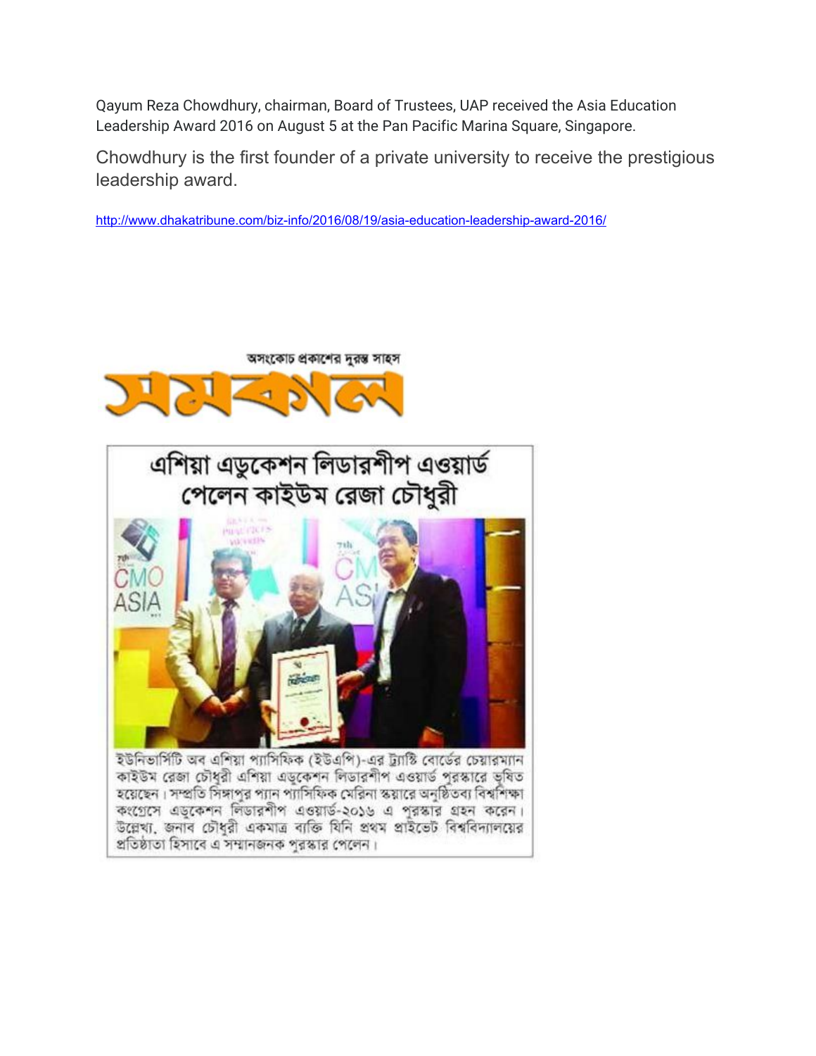Qayum Reza Chowdhury, chairman, Board of Trustees, UAP received the Asia Education Leadership Award 2016 on August 5 at the Pan Pacific Marina Square, Singapore.

Chowdhury is the first founder of a private university to receive the prestigious leadership award.

http://www.dhakatribune.com/biz-info/2016/08/19/asia-education-leadership-award-2016/

অসংকোচ প্রকাশের দুরন্ত সাহস

সমকাল

## এশিয়া এডুকেশন লিডারশীপ এওয়ার্ড পেলেন কাইউম রেজা চৌধুরী

ইউনিভার্সিটি অব এশিয়া প্যাসিফিক (ইউএপি)-এর ট্রাস্টি বোর্ডের চেয়ারম্যান কাইউম রেজা চৌধুরী এশিয়া এডুকেশন লিডারশীপ এওয়ার্ড পুরস্কারে ভূষিত হয়েছেন। সম্প্রতি সিঙ্গাপুর প্যান প্যাসিফিক মেরিনা স্কয়ারে অনুষ্ঠিতব্য বিশ্বশিক্ষা কংগ্রেসে এডুকেশন লিডারশীপ এওয়ার্ড-২০১৬ এ পুরস্কার গ্রহন করেন। উল্লেখ্য, জনাব চৌধুরী একমাত্র ব্যক্তি যিনি প্রথম প্রাইভেট বিশ্ববিদ্যালয়ের প্রতিষ্ঠাতা হিসাবে এ সম্মানজনক পুরস্কার পেলেন।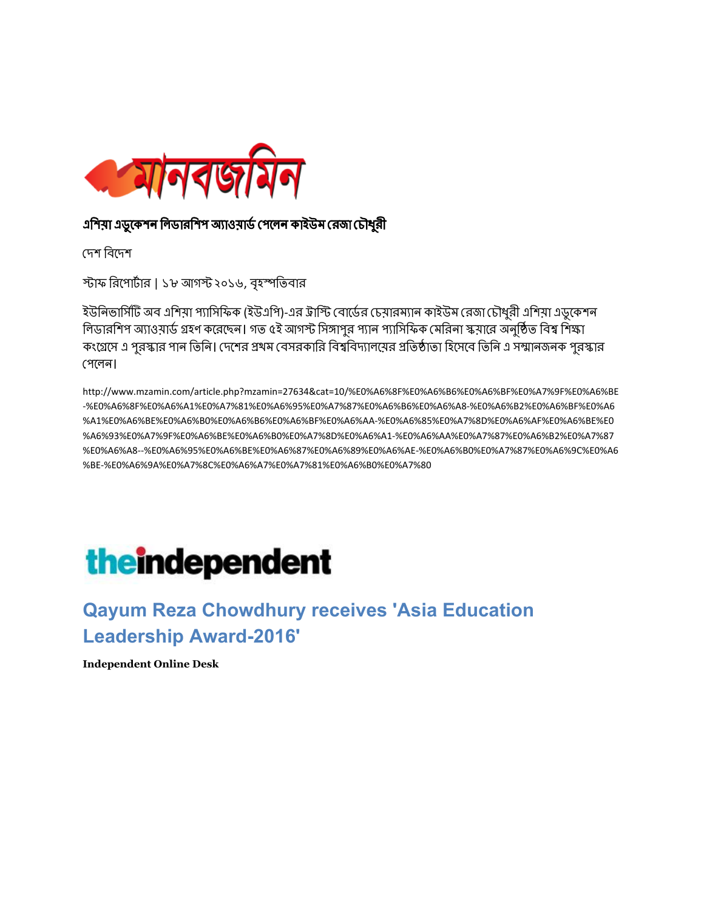# মানবজমিন

## এশিয়া এডুকেশন লিডারশিপ অ্যাওয়ার্ড পেলেন কাইউম রেজা চৌধুরী

দেশ বিদেশ

স্টাফ রিপোর্টার | ১৮ আগস্ট ২০১৬, বৃহস্পতিবার

ইউনিভার্সিটি অব এশিয়া প্যাসিফিক (ইউএপি)-এর ট্রাস্টি বোর্ডের চেয়ারম্যান কাইউম রেজা চৌধুরী এশিয়া এডুকেশন লিডারশিপ অ্যাওয়ার্ড গ্রহণ করেছেন। গত ৫ই আগস্ট সিঙ্গাপুর প্যান প্যাসিফিক মেরিনা স্কয়ারে অনুষ্ঠিত বিশ্ব শিক্ষা কংগ্রেসে এ পুরস্কার পান তিনি। দেশের প্রথম বেসরকারি বিশ্ববিদ্যালয়ের প্রতিষ্ঠাতা হিসেবে তিনি এ সম্মানজনক পুরস্কার পেলেন।

http://www.mzamin.com/article.php?mzamin=27634&cat=10/%E0%A6%8F%E0%A6%B6%E0%A6%BF%E0%A7%9F%E0%A6%BE-%E0%A6%8F%E0%A6%A1%E0%A7%81%E0%A6%95%E0%A7%87%E0%A6%B6%E0%A6%A8-%E0%A6%B2%E0%A6%BF%E0%A6%A1%E0%A6%BE%E0%A6%B0%E0%A6%B6%E0%A6%BF%E0%A6%AA-%E0%A6%85%E0%A7%8D%E0%A6%AF%E0%A6%BE%E0%A6%93%E0%A7%9F%E0%A6%BE%E0%A6%B0%E0%A7%8D%E0%A6%A1-%E0%A6%AA%E0%A7%87%E0%A6%B2%E0%A7%87%E0%A6%A8--%E0%A6%95%E0%A6%BE%E0%A6%87%E0%A6%89%E0%A6%AE-%E0%A6%B0%E0%A7%87%E0%A6%9C%E0%A6%BE-%E0%A6%9A%E0%A7%8C%E0%A6%A7%E0%A7%81%E0%A6%B0%E0%A7%80

# theindependent

## Qayum Reza Chowdhury receives 'Asia Education Leadership Award-2016'

**Independent Online Desk**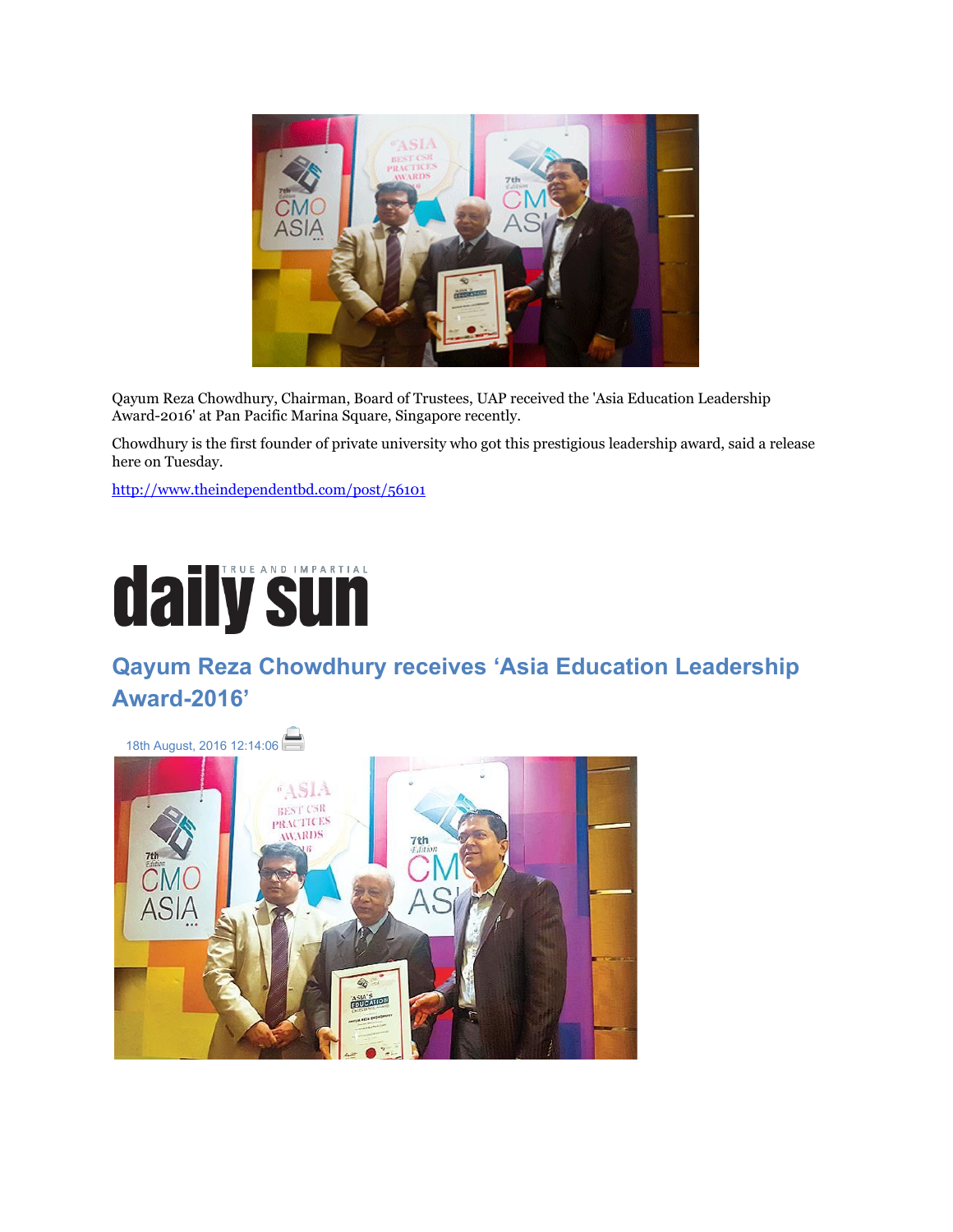Qayum Reza Chowdhury, Chairman, Board of Trustees, UAP received the 'Asia Education Leadership Award-2016' at Pan Pacific Marina Square, Singapore recently.

Chowdhury is the first founder of private university who got this prestigious leadership award, said a release here on Tuesday.

http://www.theindependentbd.com/post/56101

daily sun TRUE AND IMPARTIAL

## Qayum Reza Chowdhury receives 'Asia Education Leadership Award-2016'

18th August, 2016 12:14:06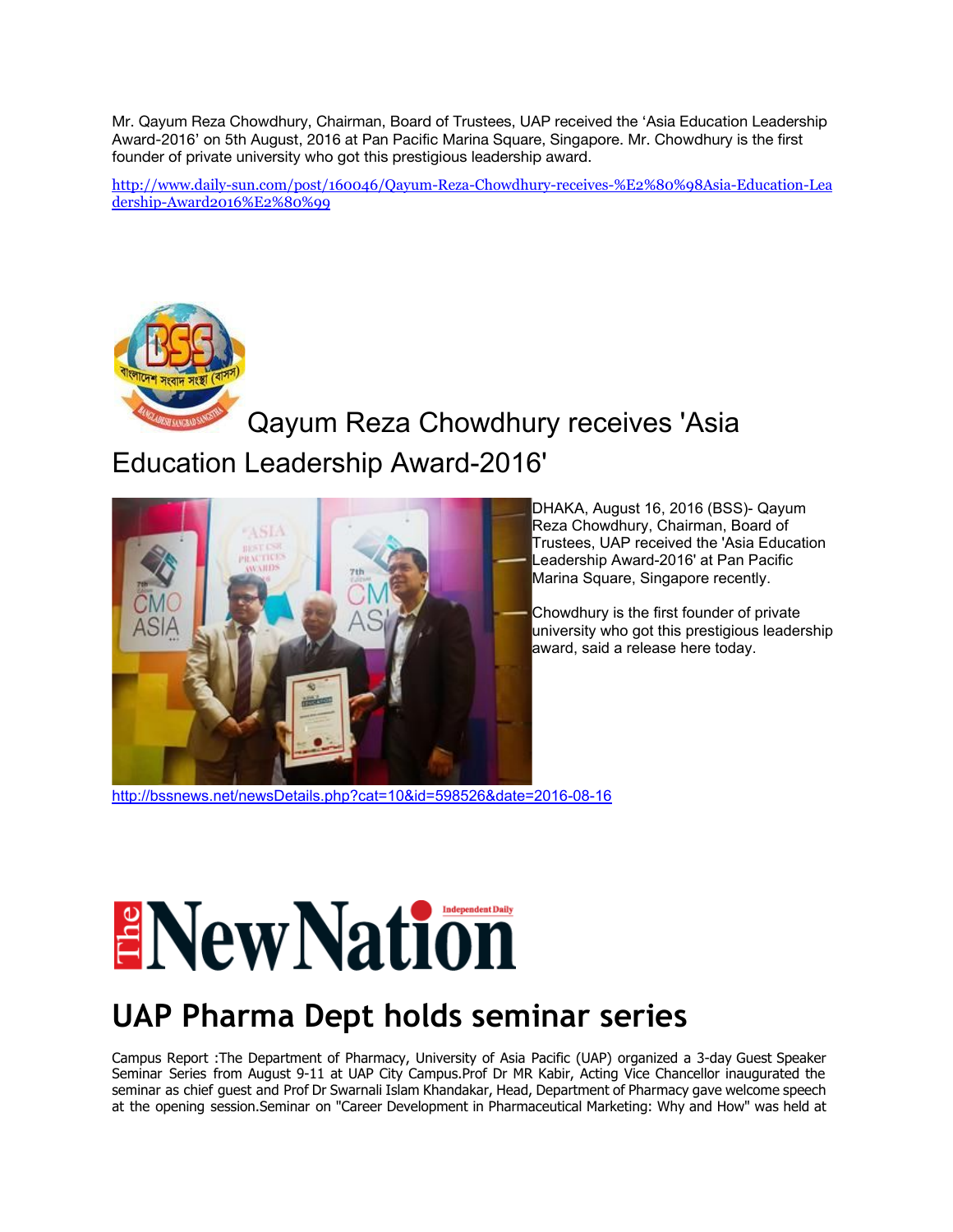Mr. Qayum Reza Chowdhury, Chairman, Board of Trustees, UAP received the 'Asia Education Leadership Award-2016' on 5th August, 2016 at Pan Pacific Marina Square, Singapore. Mr. Chowdhury is the first founder of private university who got this prestigious leadership award.

http://www.daily-sun.com/post/160046/Qayum-Reza-Chowdhury-receives-%E2%80%98Asia-Education-Leadership-Award2016%E2%80%99

# Qayum Reza Chowdhury receives 'Asia Education Leadership Award-2016'

DHAKA, August 16, 2016 (BSS)- Qayum Reza Chowdhury, Chairman, Board of Trustees, UAP received the 'Asia Education Leadership Award-2016' at Pan Pacific Marina Square, Singapore recently.

Chowdhury is the first founder of private university who got this prestigious leadership award, said a release here today.

http://bssnews.net/newsDetails.php?cat=10&id=598526&date=2016-08-16

The New Nation Independent Daily

# UAP Pharma Dept holds seminar series

Campus Report :The Department of Pharmacy, University of Asia Pacific (UAP) organized a 3-day Guest Speaker Seminar Series from August 9-11 at UAP City Campus.Prof Dr MR Kabir, Acting Vice Chancellor inaugurated the seminar as chief guest and Prof Dr Swarnali Islam Khandakar, Head, Department of Pharmacy gave welcome speech at the opening session.Seminar on "Career Development in Pharmaceutical Marketing: Why and How" was held at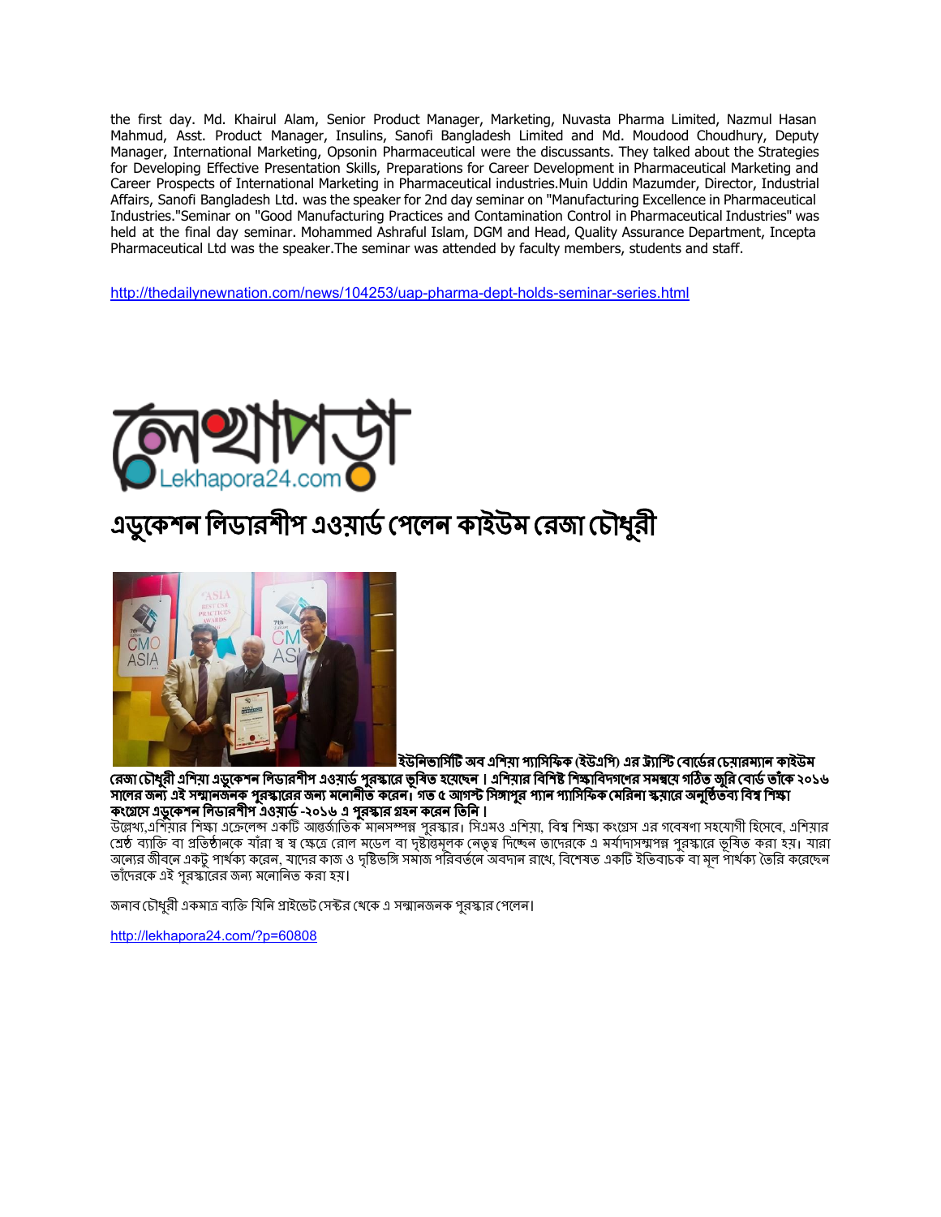the first day. Md. Khairul Alam, Senior Product Manager, Marketing, Nuvasta Pharma Limited, Nazmul Hasan Mahmud, Asst. Product Manager, Insulins, Sanofi Bangladesh Limited and Md. Moudood Choudhury, Deputy Manager, International Marketing, Opsonin Pharmaceutical were the discussants. They talked about the Strategies for Developing Effective Presentation Skills, Preparations for Career Development in Pharmaceutical Marketing and Career Prospects of International Marketing in Pharmaceutical industries.Muin Uddin Mazumder, Director, Industrial Affairs, Sanofi Bangladesh Ltd. was the speaker for 2nd day seminar on "Manufacturing Excellence in Pharmaceutical Industries."Seminar on "Good Manufacturing Practices and Contamination Control in Pharmaceutical Industries" was held at the final day seminar. Mohammed Ashraful Islam, DGM and Head, Quality Assurance Department, Incepta Pharmaceutical Ltd was the speaker.The seminar was attended by faculty members, students and staff.

http://thedailynewnation.com/news/104253/uap-pharma-dept-holds-seminar-series.html

লেখাপড়া Lekhapora24.com

# এডুকেশন লিডারশীপ এওয়ার্ড পেলেন কাইউম রেজা চৌধুরী

**ইউনিভার্সিটি অব এশিয়া প্যাসিফিক (ইউএপি) এর ট্রাস্টি বোর্ডের চেয়ারম্যান কাইউম রেজা চৌধুরী এশিয়া এডুকেশন লিডারশীপ এওয়ার্ড পুরস্কারে ভূষিত হয়েছেন। এশিয়ার বিশিষ্ট শিক্ষাবিদগণের সমন্বয়ে গঠিত জুরি বোর্ড তাঁকে ২০১৬ সালের জন্য এই সম্মানজনক পুরস্কারের জন্য মনোনীত করেন। গত ৫ আগস্ট সিঙ্গাপুর প্যান প্যাসিফিক মেরিনা স্কয়ারে অনুষ্ঠিতব্য বিশ্ব শিক্ষা কংগ্রেসে এডুকেশন লিডারশীপ এওয়ার্ড -২০১৬ এ পুরস্কার গ্রহন করেন তিনি।**

উল্লেখ্য,এশিয়ার শিক্ষা এক্সেলেন্স একটি আন্তর্জাতিক মানসম্পন্ন পুরস্কার। সিএমও এশিয়া, বিশ্ব শিক্ষা কংগ্রেস এর গবেষণা সহযোগী হিসেবে, এশিয়ার শ্রেষ্ঠ ব্যাক্তি বা প্রতিষ্ঠানকে যাঁরা স্ব স্ব ক্ষেত্রে রোল মডেল বা দৃষ্টান্তমূলক নেতৃত্ব দিচ্ছেন তাদেরকে এ মর্যাদাসম্পন্ন পুরস্কারে ভূষিত করা হয়। যারা অন্যের জীবনে একটু পার্থক্য করেন, যাদের কাজ ও দৃষ্টিভঙ্গি সমাজ পরিবর্তনে অবদান রাখে, বিশেষত একটি ইতিবাচক বা মূল পার্থক্য তৈরি করেছেন তাঁদেরকে এই পুরস্কারের জন্য মনোনিত করা হয়।

জনাব চৌধুরী একমাত্র ব্যক্তি যিনি প্রাইভেট সেক্টর থেকে এ সম্মানজনক পুরস্কার পেলেন।

http://lekhapora24.com/?p=60808